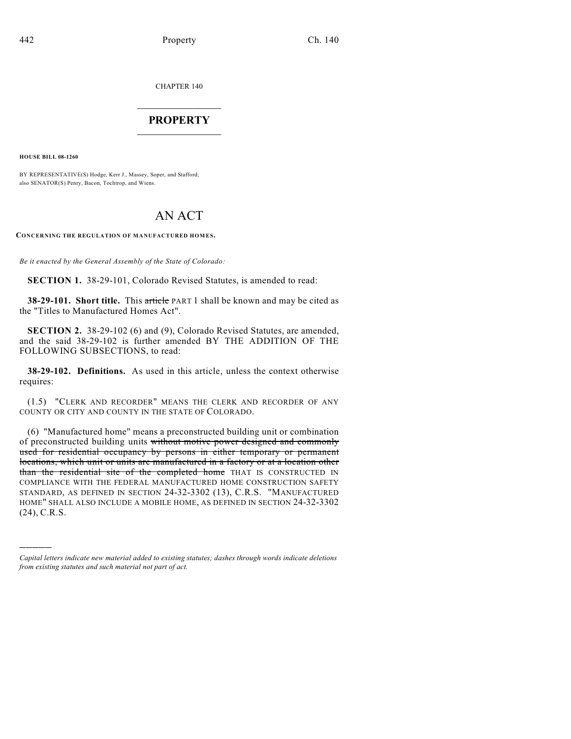CHAPTER 140

# PROPERTY

**HOUSE BILL 08-1260**

BY REPRESENTATIVE(S) Hodge, Kerr J., Massey, Soper, and Stafford; also SENATOR(S) Penry, Bacon, Tochtrop, and Wiens.

# AN ACT

**CONCERNING THE REGULATION OF MANUFACTURED HOMES.**

*Be it enacted by the General Assembly of the State of Colorado:*

**SECTION 1.** 38-29-101, Colorado Revised Statutes, is amended to read:

**38-29-101. Short title.** This ~~article~~ PART 1 shall be known and may be cited as the "Titles to Manufactured Homes Act".

**SECTION 2.** 38-29-102 (6) and (9), Colorado Revised Statutes, are amended, and the said 38-29-102 is further amended BY THE ADDITION OF THE FOLLOWING SUBSECTIONS, to read:

**38-29-102. Definitions.** As used in this article, unless the context otherwise requires:

(1.5) "CLERK AND RECORDER" MEANS THE CLERK AND RECORDER OF ANY COUNTY OR CITY AND COUNTY IN THE STATE OF COLORADO.

(6) "Manufactured home" means a preconstructed building unit or combination of preconstructed building units ~~without motive power designed and commonly used for residential occupancy by persons in either temporary or permanent locations, which unit or units are manufactured in a factory or at a location other than the residential site of the completed home~~ THAT IS CONSTRUCTED IN COMPLIANCE WITH THE FEDERAL MANUFACTURED HOME CONSTRUCTION SAFETY STANDARD, AS DEFINED IN SECTION 24-32-3302 (13), C.R.S. "MANUFACTURED HOME" SHALL ALSO INCLUDE A MOBILE HOME, AS DEFINED IN SECTION 24-32-3302 (24), C.R.S.

---

*Capital letters indicate new material added to existing statutes; dashes through words indicate deletions from existing statutes and such material not part of act.*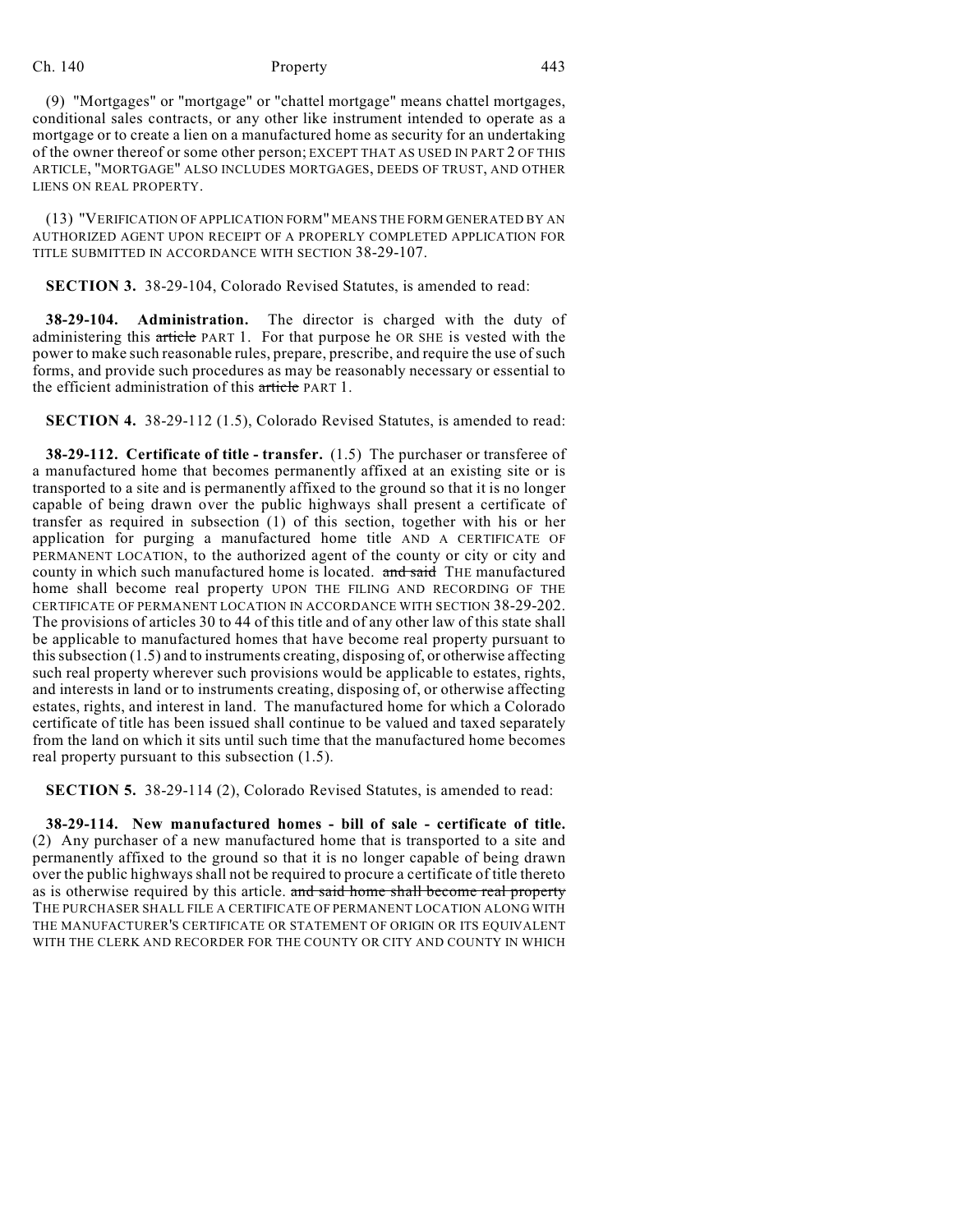(9) "Mortgages" or "mortgage" or "chattel mortgage" means chattel mortgages, conditional sales contracts, or any other like instrument intended to operate as a mortgage or to create a lien on a manufactured home as security for an undertaking of the owner thereof or some other person; EXCEPT THAT AS USED IN PART 2 OF THIS ARTICLE, "MORTGAGE" ALSO INCLUDES MORTGAGES, DEEDS OF TRUST, AND OTHER LIENS ON REAL PROPERTY.

(13) "VERIFICATION OF APPLICATION FORM" MEANS THE FORM GENERATED BY AN AUTHORIZED AGENT UPON RECEIPT OF A PROPERLY COMPLETED APPLICATION FOR TITLE SUBMITTED IN ACCORDANCE WITH SECTION 38-29-107.

**SECTION 3.** 38-29-104, Colorado Revised Statutes, is amended to read:

**38-29-104. Administration.** The director is charged with the duty of administering this ~~article~~ PART 1. For that purpose he OR SHE is vested with the power to make such reasonable rules, prepare, prescribe, and require the use of such forms, and provide such procedures as may be reasonably necessary or essential to the efficient administration of this ~~article~~ PART 1.

**SECTION 4.** 38-29-112 (1.5), Colorado Revised Statutes, is amended to read:

**38-29-112. Certificate of title - transfer.** (1.5) The purchaser or transferee of a manufactured home that becomes permanently affixed at an existing site or is transported to a site and is permanently affixed to the ground so that it is no longer capable of being drawn over the public highways shall present a certificate of transfer as required in subsection (1) of this section, together with his or her application for purging a manufactured home title AND A CERTIFICATE OF PERMANENT LOCATION, to the authorized agent of the county or city or city and county in which such manufactured home is located. ~~and said~~ THE manufactured home shall become real property UPON THE FILING AND RECORDING OF THE CERTIFICATE OF PERMANENT LOCATION IN ACCORDANCE WITH SECTION 38-29-202. The provisions of articles 30 to 44 of this title and of any other law of this state shall be applicable to manufactured homes that have become real property pursuant to this subsection (1.5) and to instruments creating, disposing of, or otherwise affecting such real property wherever such provisions would be applicable to estates, rights, and interests in land or to instruments creating, disposing of, or otherwise affecting estates, rights, and interest in land. The manufactured home for which a Colorado certificate of title has been issued shall continue to be valued and taxed separately from the land on which it sits until such time that the manufactured home becomes real property pursuant to this subsection (1.5).

**SECTION 5.** 38-29-114 (2), Colorado Revised Statutes, is amended to read:

**38-29-114. New manufactured homes - bill of sale - certificate of title.** (2) Any purchaser of a new manufactured home that is transported to a site and permanently affixed to the ground so that it is no longer capable of being drawn over the public highways shall not be required to procure a certificate of title thereto as is otherwise required by this article. ~~and said home shall become real property~~ THE PURCHASER SHALL FILE A CERTIFICATE OF PERMANENT LOCATION ALONG WITH THE MANUFACTURER'S CERTIFICATE OR STATEMENT OF ORIGIN OR ITS EQUIVALENT WITH THE CLERK AND RECORDER FOR THE COUNTY OR CITY AND COUNTY IN WHICH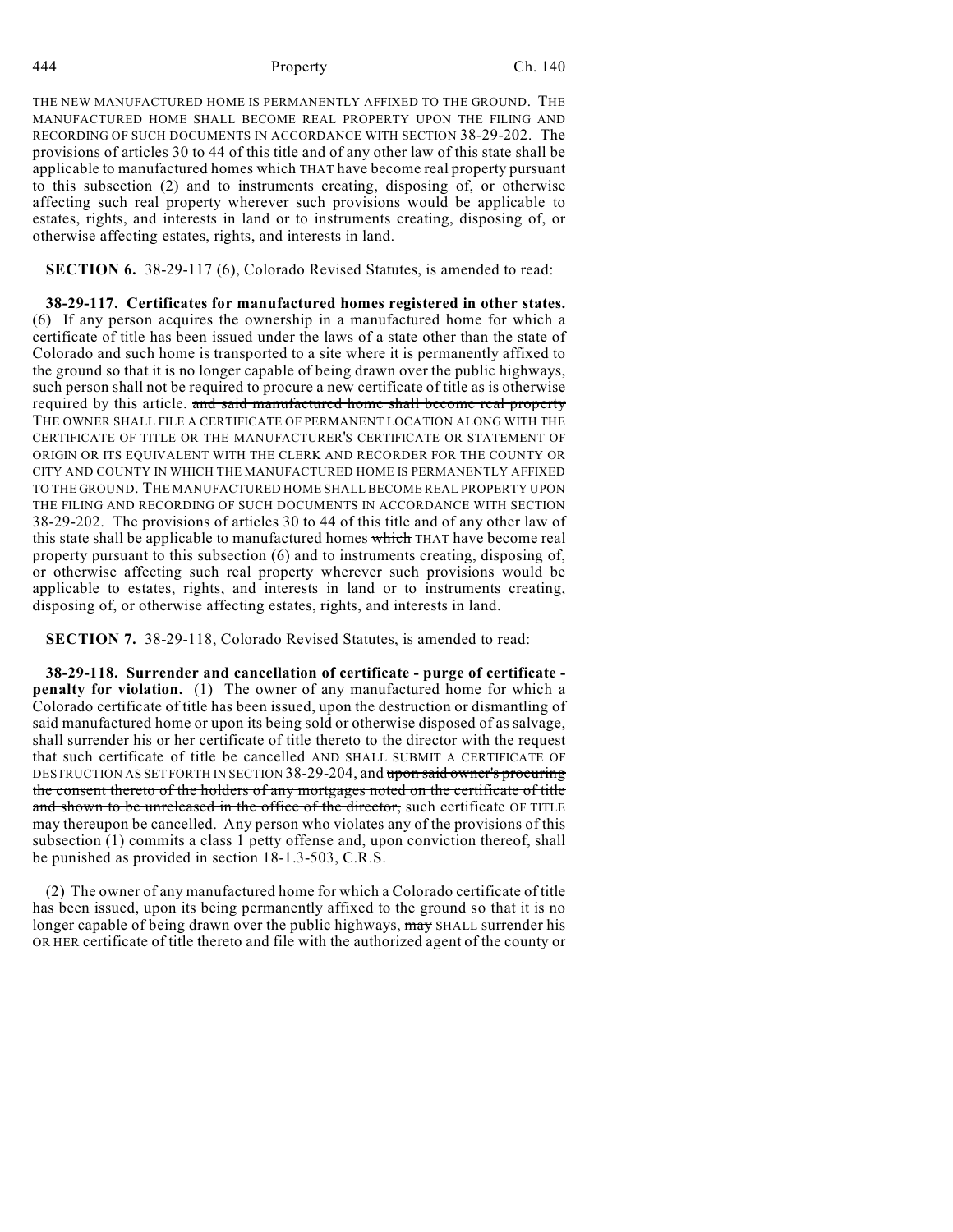THE NEW MANUFACTURED HOME IS PERMANENTLY AFFIXED TO THE GROUND. THE MANUFACTURED HOME SHALL BECOME REAL PROPERTY UPON THE FILING AND RECORDING OF SUCH DOCUMENTS IN ACCORDANCE WITH SECTION 38-29-202. The provisions of articles 30 to 44 of this title and of any other law of this state shall be applicable to manufactured homes ~~which~~ THAT have become real property pursuant to this subsection (2) and to instruments creating, disposing of, or otherwise affecting such real property wherever such provisions would be applicable to estates, rights, and interests in land or to instruments creating, disposing of, or otherwise affecting estates, rights, and interests in land.

**SECTION 6.** 38-29-117 (6), Colorado Revised Statutes, is amended to read:

**38-29-117. Certificates for manufactured homes registered in other states.** (6) If any person acquires the ownership in a manufactured home for which a certificate of title has been issued under the laws of a state other than the state of Colorado and such home is transported to a site where it is permanently affixed to the ground so that it is no longer capable of being drawn over the public highways, such person shall not be required to procure a new certificate of title as is otherwise required by this article. ~~and said manufactured home shall become real property~~ THE OWNER SHALL FILE A CERTIFICATE OF PERMANENT LOCATION ALONG WITH THE CERTIFICATE OF TITLE OR THE MANUFACTURER'S CERTIFICATE OR STATEMENT OF ORIGIN OR ITS EQUIVALENT WITH THE CLERK AND RECORDER FOR THE COUNTY OR CITY AND COUNTY IN WHICH THE MANUFACTURED HOME IS PERMANENTLY AFFIXED TO THE GROUND. THE MANUFACTURED HOME SHALL BECOME REAL PROPERTY UPON THE FILING AND RECORDING OF SUCH DOCUMENTS IN ACCORDANCE WITH SECTION 38-29-202. The provisions of articles 30 to 44 of this title and of any other law of this state shall be applicable to manufactured homes ~~which~~ THAT have become real property pursuant to this subsection (6) and to instruments creating, disposing of, or otherwise affecting such real property wherever such provisions would be applicable to estates, rights, and interests in land or to instruments creating, disposing of, or otherwise affecting estates, rights, and interests in land.

**SECTION 7.** 38-29-118, Colorado Revised Statutes, is amended to read:

**38-29-118. Surrender and cancellation of certificate - purge of certificate - penalty for violation.** (1) The owner of any manufactured home for which a Colorado certificate of title has been issued, upon the destruction or dismantling of said manufactured home or upon its being sold or otherwise disposed of as salvage, shall surrender his or her certificate of title thereto to the director with the request that such certificate of title be cancelled AND SHALL SUBMIT A CERTIFICATE OF DESTRUCTION AS SET FORTH IN SECTION 38-29-204, and ~~upon said owner's procuring the consent thereto of the holders of any mortgages noted on the certificate of title and shown to be unreleased in the office of the director,~~ such certificate OF TITLE may thereupon be cancelled. Any person who violates any of the provisions of this subsection (1) commits a class 1 petty offense and, upon conviction thereof, shall be punished as provided in section 18-1.3-503, C.R.S.

(2) The owner of any manufactured home for which a Colorado certificate of title has been issued, upon its being permanently affixed to the ground so that it is no longer capable of being drawn over the public highways, ~~may~~ SHALL surrender his OR HER certificate of title thereto and file with the authorized agent of the county or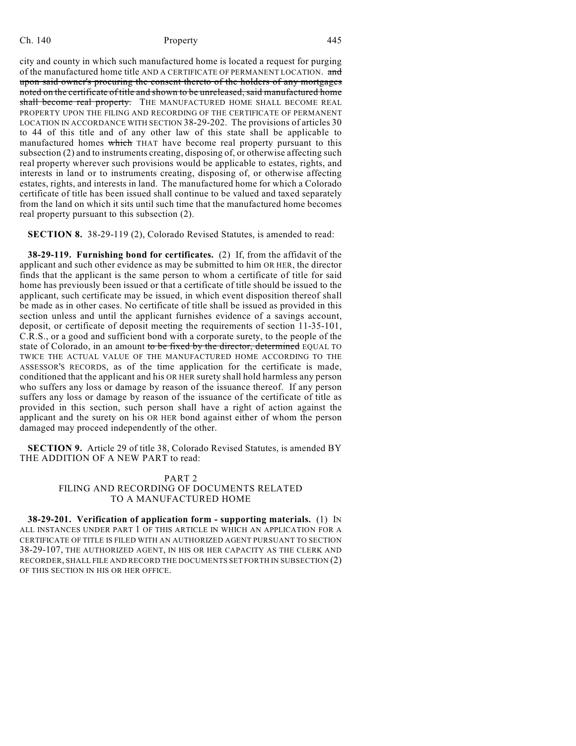city and county in which such manufactured home is located a request for purging of the manufactured home title AND A CERTIFICATE OF PERMANENT LOCATION. ~~and upon said owner's procuring the consent thereto of the holders of any mortgages noted on the certificate of title and shown to be unreleased, said manufactured home shall become real property.~~ THE MANUFACTURED HOME SHALL BECOME REAL PROPERTY UPON THE FILING AND RECORDING OF THE CERTIFICATE OF PERMANENT LOCATION IN ACCORDANCE WITH SECTION 38-29-202. The provisions of articles 30 to 44 of this title and of any other law of this state shall be applicable to manufactured homes ~~which~~ THAT have become real property pursuant to this subsection (2) and to instruments creating, disposing of, or otherwise affecting such real property wherever such provisions would be applicable to estates, rights, and interests in land or to instruments creating, disposing of, or otherwise affecting estates, rights, and interests in land. The manufactured home for which a Colorado certificate of title has been issued shall continue to be valued and taxed separately from the land on which it sits until such time that the manufactured home becomes real property pursuant to this subsection (2).

**SECTION 8.** 38-29-119 (2), Colorado Revised Statutes, is amended to read:

**38-29-119. Furnishing bond for certificates.** (2) If, from the affidavit of the applicant and such other evidence as may be submitted to him OR HER, the director finds that the applicant is the same person to whom a certificate of title for said home has previously been issued or that a certificate of title should be issued to the applicant, such certificate may be issued, in which event disposition thereof shall be made as in other cases. No certificate of title shall be issued as provided in this section unless and until the applicant furnishes evidence of a savings account, deposit, or certificate of deposit meeting the requirements of section 11-35-101, C.R.S., or a good and sufficient bond with a corporate surety, to the people of the state of Colorado, in an amount ~~to be fixed by the director, determined~~ EQUAL TO TWICE THE ACTUAL VALUE OF THE MANUFACTURED HOME ACCORDING TO THE ASSESSOR'S RECORDS, as of the time application for the certificate is made, conditioned that the applicant and his OR HER surety shall hold harmless any person who suffers any loss or damage by reason of the issuance thereof. If any person suffers any loss or damage by reason of the issuance of the certificate of title as provided in this section, such person shall have a right of action against the applicant and the surety on his OR HER bond against either of whom the person damaged may proceed independently of the other.

**SECTION 9.** Article 29 of title 38, Colorado Revised Statutes, is amended BY THE ADDITION OF A NEW PART to read:

PART 2
FILING AND RECORDING OF DOCUMENTS RELATED TO A MANUFACTURED HOME

**38-29-201. Verification of application form - supporting materials.** (1) IN ALL INSTANCES UNDER PART 1 OF THIS ARTICLE IN WHICH AN APPLICATION FOR A CERTIFICATE OF TITLE IS FILED WITH AN AUTHORIZED AGENT PURSUANT TO SECTION 38-29-107, THE AUTHORIZED AGENT, IN HIS OR HER CAPACITY AS THE CLERK AND RECORDER, SHALL FILE AND RECORD THE DOCUMENTS SET FORTH IN SUBSECTION (2) OF THIS SECTION IN HIS OR HER OFFICE.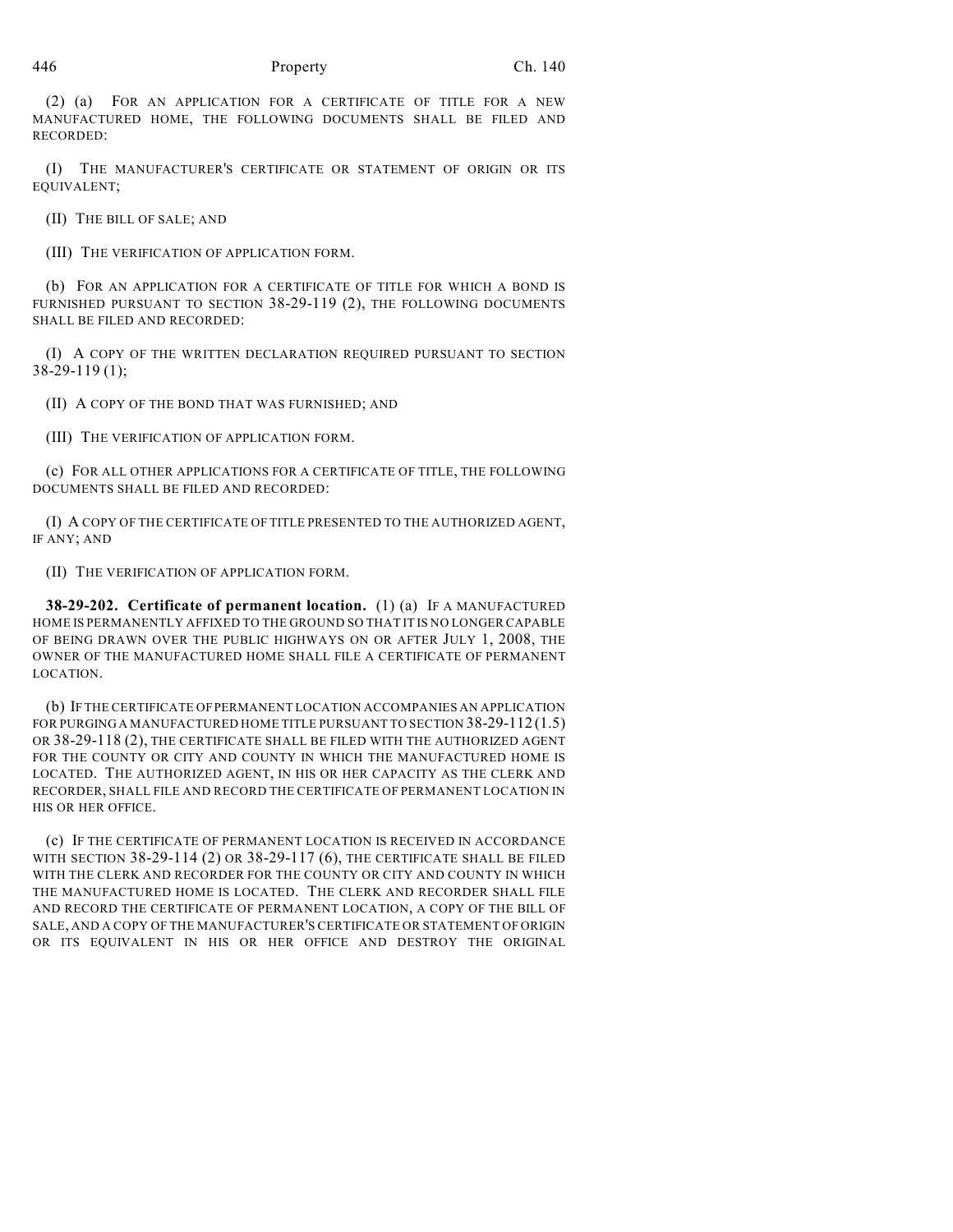(2) (a) FOR AN APPLICATION FOR A CERTIFICATE OF TITLE FOR A NEW MANUFACTURED HOME, THE FOLLOWING DOCUMENTS SHALL BE FILED AND RECORDED:

(I) THE MANUFACTURER'S CERTIFICATE OR STATEMENT OF ORIGIN OR ITS EQUIVALENT;

(II) THE BILL OF SALE; AND

(III) THE VERIFICATION OF APPLICATION FORM.

(b) FOR AN APPLICATION FOR A CERTIFICATE OF TITLE FOR WHICH A BOND IS FURNISHED PURSUANT TO SECTION 38-29-119 (2), THE FOLLOWING DOCUMENTS SHALL BE FILED AND RECORDED:

(I) A COPY OF THE WRITTEN DECLARATION REQUIRED PURSUANT TO SECTION 38-29-119 (1);

(II) A COPY OF THE BOND THAT WAS FURNISHED; AND

(III) THE VERIFICATION OF APPLICATION FORM.

(c) FOR ALL OTHER APPLICATIONS FOR A CERTIFICATE OF TITLE, THE FOLLOWING DOCUMENTS SHALL BE FILED AND RECORDED:

(I) A COPY OF THE CERTIFICATE OF TITLE PRESENTED TO THE AUTHORIZED AGENT, IF ANY; AND

(II) THE VERIFICATION OF APPLICATION FORM.

**38-29-202. Certificate of permanent location.** (1) (a) IF A MANUFACTURED HOME IS PERMANENTLY AFFIXED TO THE GROUND SO THAT IT IS NO LONGER CAPABLE OF BEING DRAWN OVER THE PUBLIC HIGHWAYS ON OR AFTER JULY 1, 2008, THE OWNER OF THE MANUFACTURED HOME SHALL FILE A CERTIFICATE OF PERMANENT LOCATION.

(b) IF THE CERTIFICATE OF PERMANENT LOCATION ACCOMPANIES AN APPLICATION FOR PURGING A MANUFACTURED HOME TITLE PURSUANT TO SECTION 38-29-112 (1.5) OR 38-29-118 (2), THE CERTIFICATE SHALL BE FILED WITH THE AUTHORIZED AGENT FOR THE COUNTY OR CITY AND COUNTY IN WHICH THE MANUFACTURED HOME IS LOCATED. THE AUTHORIZED AGENT, IN HIS OR HER CAPACITY AS THE CLERK AND RECORDER, SHALL FILE AND RECORD THE CERTIFICATE OF PERMANENT LOCATION IN HIS OR HER OFFICE.

(c) IF THE CERTIFICATE OF PERMANENT LOCATION IS RECEIVED IN ACCORDANCE WITH SECTION 38-29-114 (2) OR 38-29-117 (6), THE CERTIFICATE SHALL BE FILED WITH THE CLERK AND RECORDER FOR THE COUNTY OR CITY AND COUNTY IN WHICH THE MANUFACTURED HOME IS LOCATED. THE CLERK AND RECORDER SHALL FILE AND RECORD THE CERTIFICATE OF PERMANENT LOCATION, A COPY OF THE BILL OF SALE, AND A COPY OF THE MANUFACTURER'S CERTIFICATE OR STATEMENT OF ORIGIN OR ITS EQUIVALENT IN HIS OR HER OFFICE AND DESTROY THE ORIGINAL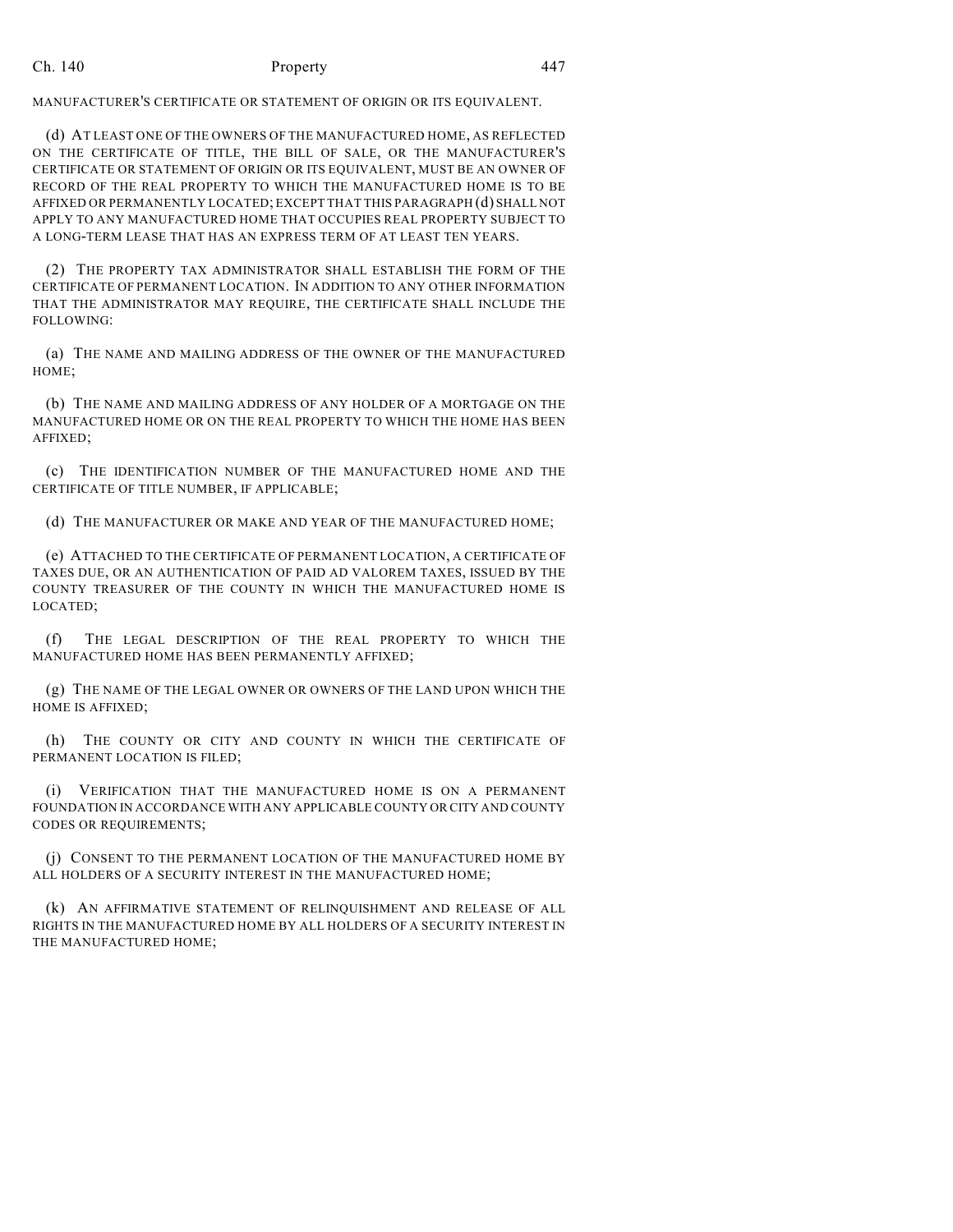MANUFACTURER'S CERTIFICATE OR STATEMENT OF ORIGIN OR ITS EQUIVALENT.

(d) AT LEAST ONE OF THE OWNERS OF THE MANUFACTURED HOME, AS REFLECTED ON THE CERTIFICATE OF TITLE, THE BILL OF SALE, OR THE MANUFACTURER'S CERTIFICATE OR STATEMENT OF ORIGIN OR ITS EQUIVALENT, MUST BE AN OWNER OF RECORD OF THE REAL PROPERTY TO WHICH THE MANUFACTURED HOME IS TO BE AFFIXED OR PERMANENTLY LOCATED; EXCEPT THAT THIS PARAGRAPH (d) SHALL NOT APPLY TO ANY MANUFACTURED HOME THAT OCCUPIES REAL PROPERTY SUBJECT TO A LONG-TERM LEASE THAT HAS AN EXPRESS TERM OF AT LEAST TEN YEARS.

(2) THE PROPERTY TAX ADMINISTRATOR SHALL ESTABLISH THE FORM OF THE CERTIFICATE OF PERMANENT LOCATION. IN ADDITION TO ANY OTHER INFORMATION THAT THE ADMINISTRATOR MAY REQUIRE, THE CERTIFICATE SHALL INCLUDE THE FOLLOWING:

(a) THE NAME AND MAILING ADDRESS OF THE OWNER OF THE MANUFACTURED HOME;

(b) THE NAME AND MAILING ADDRESS OF ANY HOLDER OF A MORTGAGE ON THE MANUFACTURED HOME OR ON THE REAL PROPERTY TO WHICH THE HOME HAS BEEN AFFIXED;

(c) THE IDENTIFICATION NUMBER OF THE MANUFACTURED HOME AND THE CERTIFICATE OF TITLE NUMBER, IF APPLICABLE;

(d) THE MANUFACTURER OR MAKE AND YEAR OF THE MANUFACTURED HOME;

(e) ATTACHED TO THE CERTIFICATE OF PERMANENT LOCATION, A CERTIFICATE OF TAXES DUE, OR AN AUTHENTICATION OF PAID AD VALOREM TAXES, ISSUED BY THE COUNTY TREASURER OF THE COUNTY IN WHICH THE MANUFACTURED HOME IS LOCATED;

(f) THE LEGAL DESCRIPTION OF THE REAL PROPERTY TO WHICH THE MANUFACTURED HOME HAS BEEN PERMANENTLY AFFIXED;

(g) THE NAME OF THE LEGAL OWNER OR OWNERS OF THE LAND UPON WHICH THE HOME IS AFFIXED;

(h) THE COUNTY OR CITY AND COUNTY IN WHICH THE CERTIFICATE OF PERMANENT LOCATION IS FILED;

(i) VERIFICATION THAT THE MANUFACTURED HOME IS ON A PERMANENT FOUNDATION IN ACCORDANCE WITH ANY APPLICABLE COUNTY OR CITY AND COUNTY CODES OR REQUIREMENTS;

(j) CONSENT TO THE PERMANENT LOCATION OF THE MANUFACTURED HOME BY ALL HOLDERS OF A SECURITY INTEREST IN THE MANUFACTURED HOME;

(k) AN AFFIRMATIVE STATEMENT OF RELINQUISHMENT AND RELEASE OF ALL RIGHTS IN THE MANUFACTURED HOME BY ALL HOLDERS OF A SECURITY INTEREST IN THE MANUFACTURED HOME;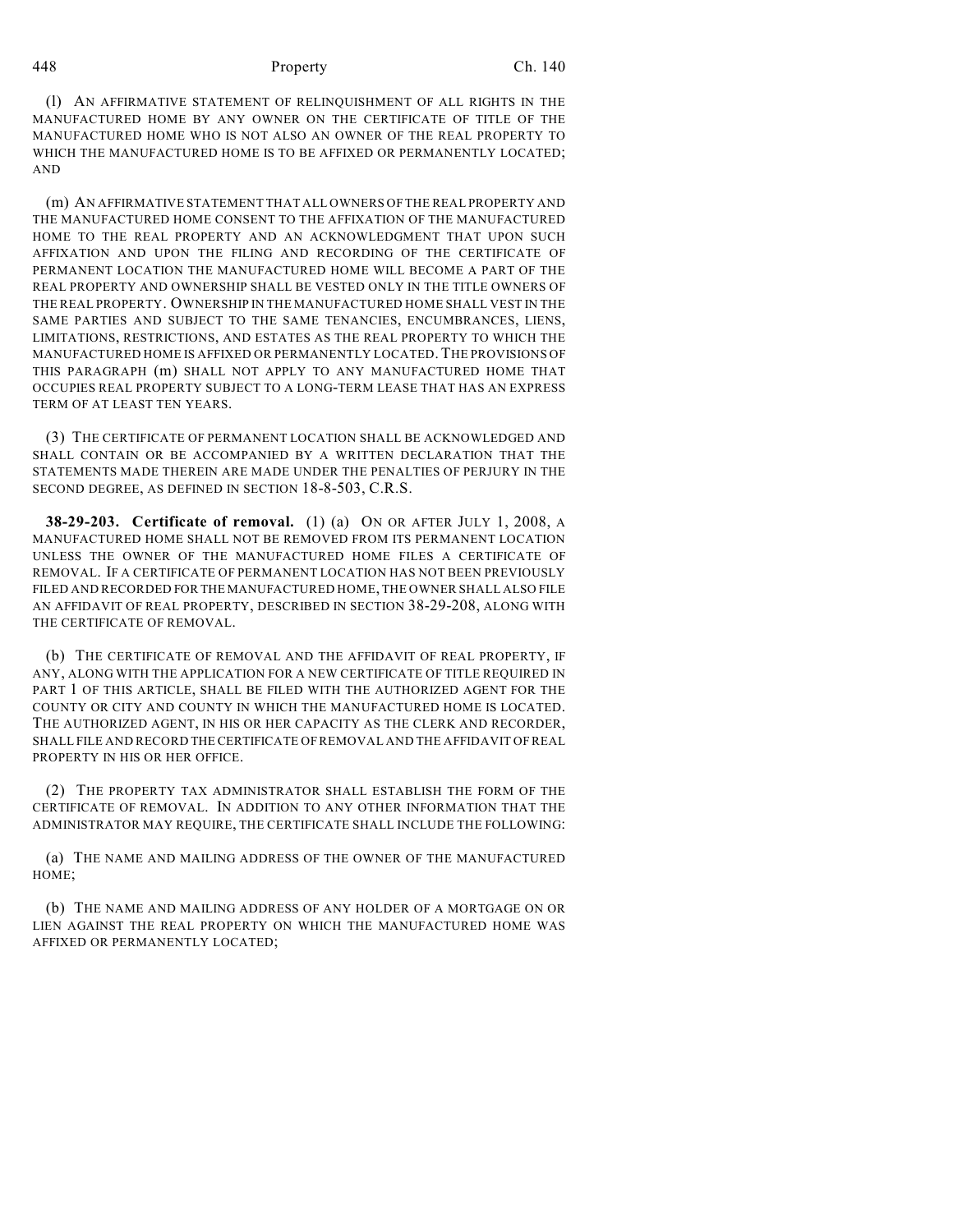(l) AN AFFIRMATIVE STATEMENT OF RELINQUISHMENT OF ALL RIGHTS IN THE MANUFACTURED HOME BY ANY OWNER ON THE CERTIFICATE OF TITLE OF THE MANUFACTURED HOME WHO IS NOT ALSO AN OWNER OF THE REAL PROPERTY TO WHICH THE MANUFACTURED HOME IS TO BE AFFIXED OR PERMANENTLY LOCATED; AND

(m) AN AFFIRMATIVE STATEMENT THAT ALL OWNERS OF THE REAL PROPERTY AND THE MANUFACTURED HOME CONSENT TO THE AFFIXATION OF THE MANUFACTURED HOME TO THE REAL PROPERTY AND AN ACKNOWLEDGMENT THAT UPON SUCH AFFIXATION AND UPON THE FILING AND RECORDING OF THE CERTIFICATE OF PERMANENT LOCATION THE MANUFACTURED HOME WILL BECOME A PART OF THE REAL PROPERTY AND OWNERSHIP SHALL BE VESTED ONLY IN THE TITLE OWNERS OF THE REAL PROPERTY. OWNERSHIP IN THE MANUFACTURED HOME SHALL VEST IN THE SAME PARTIES AND SUBJECT TO THE SAME TENANCIES, ENCUMBRANCES, LIENS, LIMITATIONS, RESTRICTIONS, AND ESTATES AS THE REAL PROPERTY TO WHICH THE MANUFACTURED HOME IS AFFIXED OR PERMANENTLY LOCATED. THE PROVISIONS OF THIS PARAGRAPH (m) SHALL NOT APPLY TO ANY MANUFACTURED HOME THAT OCCUPIES REAL PROPERTY SUBJECT TO A LONG-TERM LEASE THAT HAS AN EXPRESS TERM OF AT LEAST TEN YEARS.

(3) THE CERTIFICATE OF PERMANENT LOCATION SHALL BE ACKNOWLEDGED AND SHALL CONTAIN OR BE ACCOMPANIED BY A WRITTEN DECLARATION THAT THE STATEMENTS MADE THEREIN ARE MADE UNDER THE PENALTIES OF PERJURY IN THE SECOND DEGREE, AS DEFINED IN SECTION 18-8-503, C.R.S.

**38-29-203. Certificate of removal.** (1) (a) ON OR AFTER JULY 1, 2008, A MANUFACTURED HOME SHALL NOT BE REMOVED FROM ITS PERMANENT LOCATION UNLESS THE OWNER OF THE MANUFACTURED HOME FILES A CERTIFICATE OF REMOVAL. IF A CERTIFICATE OF PERMANENT LOCATION HAS NOT BEEN PREVIOUSLY FILED AND RECORDED FOR THE MANUFACTURED HOME, THE OWNER SHALL ALSO FILE AN AFFIDAVIT OF REAL PROPERTY, DESCRIBED IN SECTION 38-29-208, ALONG WITH THE CERTIFICATE OF REMOVAL.

(b) THE CERTIFICATE OF REMOVAL AND THE AFFIDAVIT OF REAL PROPERTY, IF ANY, ALONG WITH THE APPLICATION FOR A NEW CERTIFICATE OF TITLE REQUIRED IN PART 1 OF THIS ARTICLE, SHALL BE FILED WITH THE AUTHORIZED AGENT FOR THE COUNTY OR CITY AND COUNTY IN WHICH THE MANUFACTURED HOME IS LOCATED. THE AUTHORIZED AGENT, IN HIS OR HER CAPACITY AS THE CLERK AND RECORDER, SHALL FILE AND RECORD THE CERTIFICATE OF REMOVAL AND THE AFFIDAVIT OF REAL PROPERTY IN HIS OR HER OFFICE.

(2) THE PROPERTY TAX ADMINISTRATOR SHALL ESTABLISH THE FORM OF THE CERTIFICATE OF REMOVAL. IN ADDITION TO ANY OTHER INFORMATION THAT THE ADMINISTRATOR MAY REQUIRE, THE CERTIFICATE SHALL INCLUDE THE FOLLOWING:

(a) THE NAME AND MAILING ADDRESS OF THE OWNER OF THE MANUFACTURED HOME;

(b) THE NAME AND MAILING ADDRESS OF ANY HOLDER OF A MORTGAGE ON OR LIEN AGAINST THE REAL PROPERTY ON WHICH THE MANUFACTURED HOME WAS AFFIXED OR PERMANENTLY LOCATED;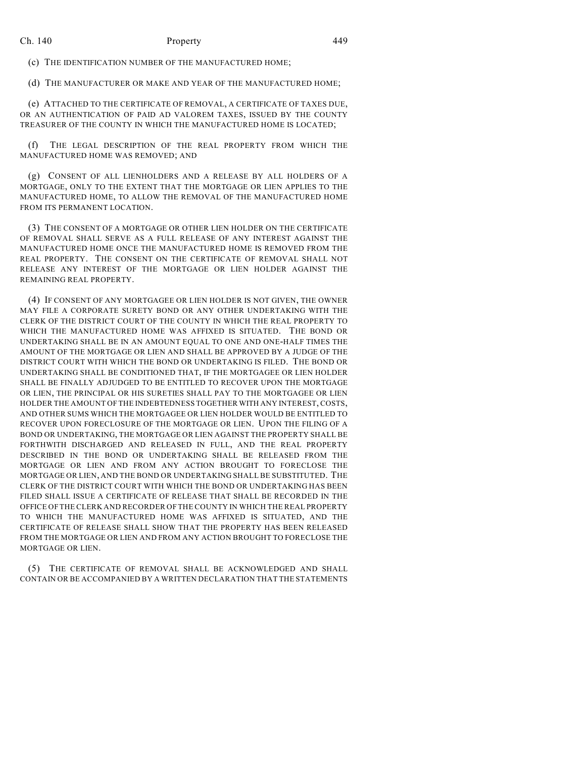(c) THE IDENTIFICATION NUMBER OF THE MANUFACTURED HOME;

(d) THE MANUFACTURER OR MAKE AND YEAR OF THE MANUFACTURED HOME;

(e) ATTACHED TO THE CERTIFICATE OF REMOVAL, A CERTIFICATE OF TAXES DUE, OR AN AUTHENTICATION OF PAID AD VALOREM TAXES, ISSUED BY THE COUNTY TREASURER OF THE COUNTY IN WHICH THE MANUFACTURED HOME IS LOCATED;

(f) THE LEGAL DESCRIPTION OF THE REAL PROPERTY FROM WHICH THE MANUFACTURED HOME WAS REMOVED; AND

(g) CONSENT OF ALL LIENHOLDERS AND A RELEASE BY ALL HOLDERS OF A MORTGAGE, ONLY TO THE EXTENT THAT THE MORTGAGE OR LIEN APPLIES TO THE MANUFACTURED HOME, TO ALLOW THE REMOVAL OF THE MANUFACTURED HOME FROM ITS PERMANENT LOCATION.

(3) THE CONSENT OF A MORTGAGE OR OTHER LIEN HOLDER ON THE CERTIFICATE OF REMOVAL SHALL SERVE AS A FULL RELEASE OF ANY INTEREST AGAINST THE MANUFACTURED HOME ONCE THE MANUFACTURED HOME IS REMOVED FROM THE REAL PROPERTY. THE CONSENT ON THE CERTIFICATE OF REMOVAL SHALL NOT RELEASE ANY INTEREST OF THE MORTGAGE OR LIEN HOLDER AGAINST THE REMAINING REAL PROPERTY.

(4) IF CONSENT OF ANY MORTGAGEE OR LIEN HOLDER IS NOT GIVEN, THE OWNER MAY FILE A CORPORATE SURETY BOND OR ANY OTHER UNDERTAKING WITH THE CLERK OF THE DISTRICT COURT OF THE COUNTY IN WHICH THE REAL PROPERTY TO WHICH THE MANUFACTURED HOME WAS AFFIXED IS SITUATED. THE BOND OR UNDERTAKING SHALL BE IN AN AMOUNT EQUAL TO ONE AND ONE-HALF TIMES THE AMOUNT OF THE MORTGAGE OR LIEN AND SHALL BE APPROVED BY A JUDGE OF THE DISTRICT COURT WITH WHICH THE BOND OR UNDERTAKING IS FILED. THE BOND OR UNDERTAKING SHALL BE CONDITIONED THAT, IF THE MORTGAGEE OR LIEN HOLDER SHALL BE FINALLY ADJUDGED TO BE ENTITLED TO RECOVER UPON THE MORTGAGE OR LIEN, THE PRINCIPAL OR HIS SURETIES SHALL PAY TO THE MORTGAGEE OR LIEN HOLDER THE AMOUNT OF THE INDEBTEDNESS TOGETHER WITH ANY INTEREST, COSTS, AND OTHER SUMS WHICH THE MORTGAGEE OR LIEN HOLDER WOULD BE ENTITLED TO RECOVER UPON FORECLOSURE OF THE MORTGAGE OR LIEN. UPON THE FILING OF A BOND OR UNDERTAKING, THE MORTGAGE OR LIEN AGAINST THE PROPERTY SHALL BE FORTHWITH DISCHARGED AND RELEASED IN FULL, AND THE REAL PROPERTY DESCRIBED IN THE BOND OR UNDERTAKING SHALL BE RELEASED FROM THE MORTGAGE OR LIEN AND FROM ANY ACTION BROUGHT TO FORECLOSE THE MORTGAGE OR LIEN, AND THE BOND OR UNDERTAKING SHALL BE SUBSTITUTED. THE CLERK OF THE DISTRICT COURT WITH WHICH THE BOND OR UNDERTAKING HAS BEEN FILED SHALL ISSUE A CERTIFICATE OF RELEASE THAT SHALL BE RECORDED IN THE OFFICE OF THE CLERK AND RECORDER OF THE COUNTY IN WHICH THE REAL PROPERTY TO WHICH THE MANUFACTURED HOME WAS AFFIXED IS SITUATED, AND THE CERTIFICATE OF RELEASE SHALL SHOW THAT THE PROPERTY HAS BEEN RELEASED FROM THE MORTGAGE OR LIEN AND FROM ANY ACTION BROUGHT TO FORECLOSE THE MORTGAGE OR LIEN.

(5) THE CERTIFICATE OF REMOVAL SHALL BE ACKNOWLEDGED AND SHALL CONTAIN OR BE ACCOMPANIED BY A WRITTEN DECLARATION THAT THE STATEMENTS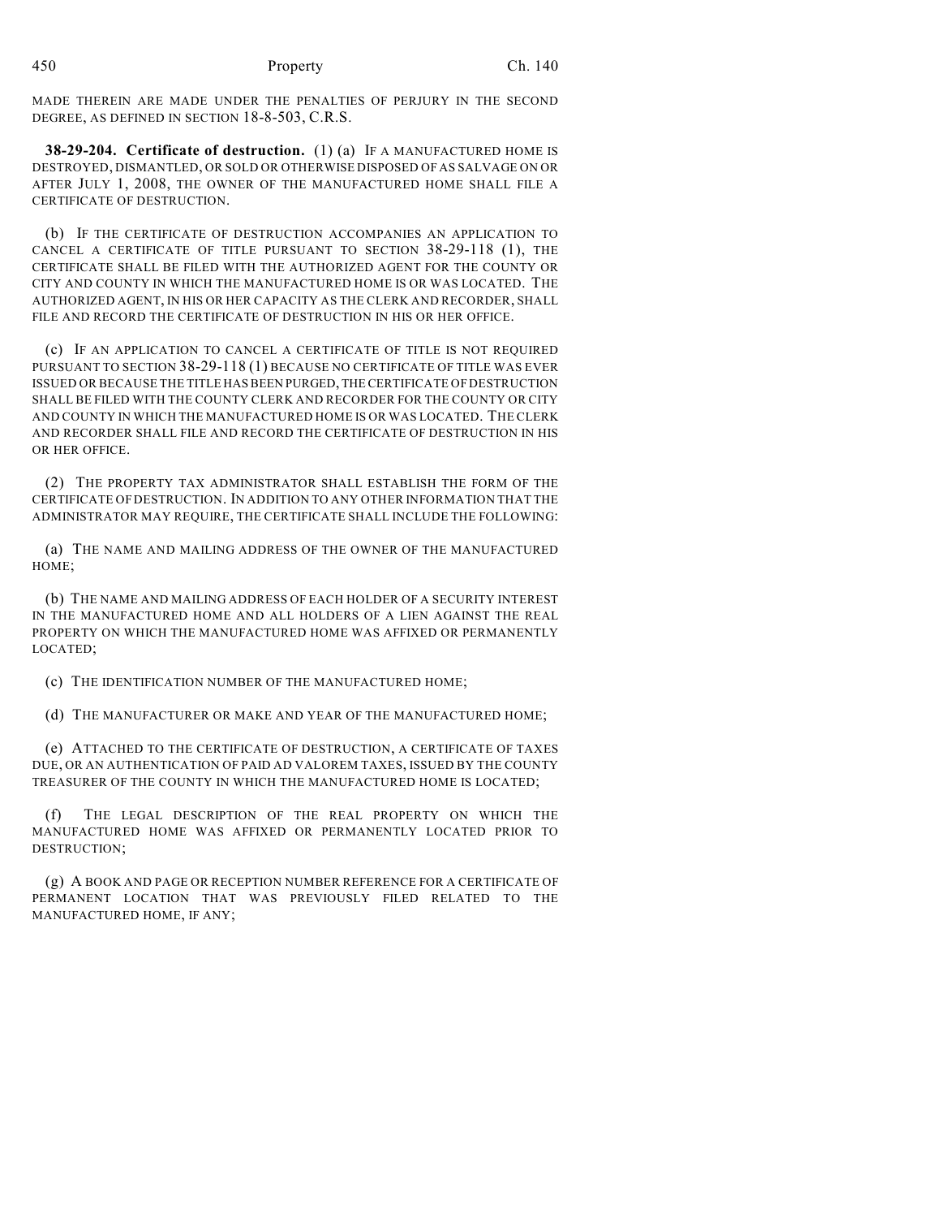MADE THEREIN ARE MADE UNDER THE PENALTIES OF PERJURY IN THE SECOND DEGREE, AS DEFINED IN SECTION 18-8-503, C.R.S.

**38-29-204. Certificate of destruction.** (1) (a) IF A MANUFACTURED HOME IS DESTROYED, DISMANTLED, OR SOLD OR OTHERWISE DISPOSED OF AS SALVAGE ON OR AFTER JULY 1, 2008, THE OWNER OF THE MANUFACTURED HOME SHALL FILE A CERTIFICATE OF DESTRUCTION.

(b) IF THE CERTIFICATE OF DESTRUCTION ACCOMPANIES AN APPLICATION TO CANCEL A CERTIFICATE OF TITLE PURSUANT TO SECTION 38-29-118 (1), THE CERTIFICATE SHALL BE FILED WITH THE AUTHORIZED AGENT FOR THE COUNTY OR CITY AND COUNTY IN WHICH THE MANUFACTURED HOME IS OR WAS LOCATED. THE AUTHORIZED AGENT, IN HIS OR HER CAPACITY AS THE CLERK AND RECORDER, SHALL FILE AND RECORD THE CERTIFICATE OF DESTRUCTION IN HIS OR HER OFFICE.

(c) IF AN APPLICATION TO CANCEL A CERTIFICATE OF TITLE IS NOT REQUIRED PURSUANT TO SECTION 38-29-118 (1) BECAUSE NO CERTIFICATE OF TITLE WAS EVER ISSUED OR BECAUSE THE TITLE HAS BEEN PURGED, THE CERTIFICATE OF DESTRUCTION SHALL BE FILED WITH THE COUNTY CLERK AND RECORDER FOR THE COUNTY OR CITY AND COUNTY IN WHICH THE MANUFACTURED HOME IS OR WAS LOCATED. THE CLERK AND RECORDER SHALL FILE AND RECORD THE CERTIFICATE OF DESTRUCTION IN HIS OR HER OFFICE.

(2) THE PROPERTY TAX ADMINISTRATOR SHALL ESTABLISH THE FORM OF THE CERTIFICATE OF DESTRUCTION. IN ADDITION TO ANY OTHER INFORMATION THAT THE ADMINISTRATOR MAY REQUIRE, THE CERTIFICATE SHALL INCLUDE THE FOLLOWING:

(a) THE NAME AND MAILING ADDRESS OF THE OWNER OF THE MANUFACTURED HOME;

(b) THE NAME AND MAILING ADDRESS OF EACH HOLDER OF A SECURITY INTEREST IN THE MANUFACTURED HOME AND ALL HOLDERS OF A LIEN AGAINST THE REAL PROPERTY ON WHICH THE MANUFACTURED HOME WAS AFFIXED OR PERMANENTLY LOCATED;

(c) THE IDENTIFICATION NUMBER OF THE MANUFACTURED HOME;

(d) THE MANUFACTURER OR MAKE AND YEAR OF THE MANUFACTURED HOME;

(e) ATTACHED TO THE CERTIFICATE OF DESTRUCTION, A CERTIFICATE OF TAXES DUE, OR AN AUTHENTICATION OF PAID AD VALOREM TAXES, ISSUED BY THE COUNTY TREASURER OF THE COUNTY IN WHICH THE MANUFACTURED HOME IS LOCATED;

(f) THE LEGAL DESCRIPTION OF THE REAL PROPERTY ON WHICH THE MANUFACTURED HOME WAS AFFIXED OR PERMANENTLY LOCATED PRIOR TO DESTRUCTION;

(g) A BOOK AND PAGE OR RECEPTION NUMBER REFERENCE FOR A CERTIFICATE OF PERMANENT LOCATION THAT WAS PREVIOUSLY FILED RELATED TO THE MANUFACTURED HOME, IF ANY;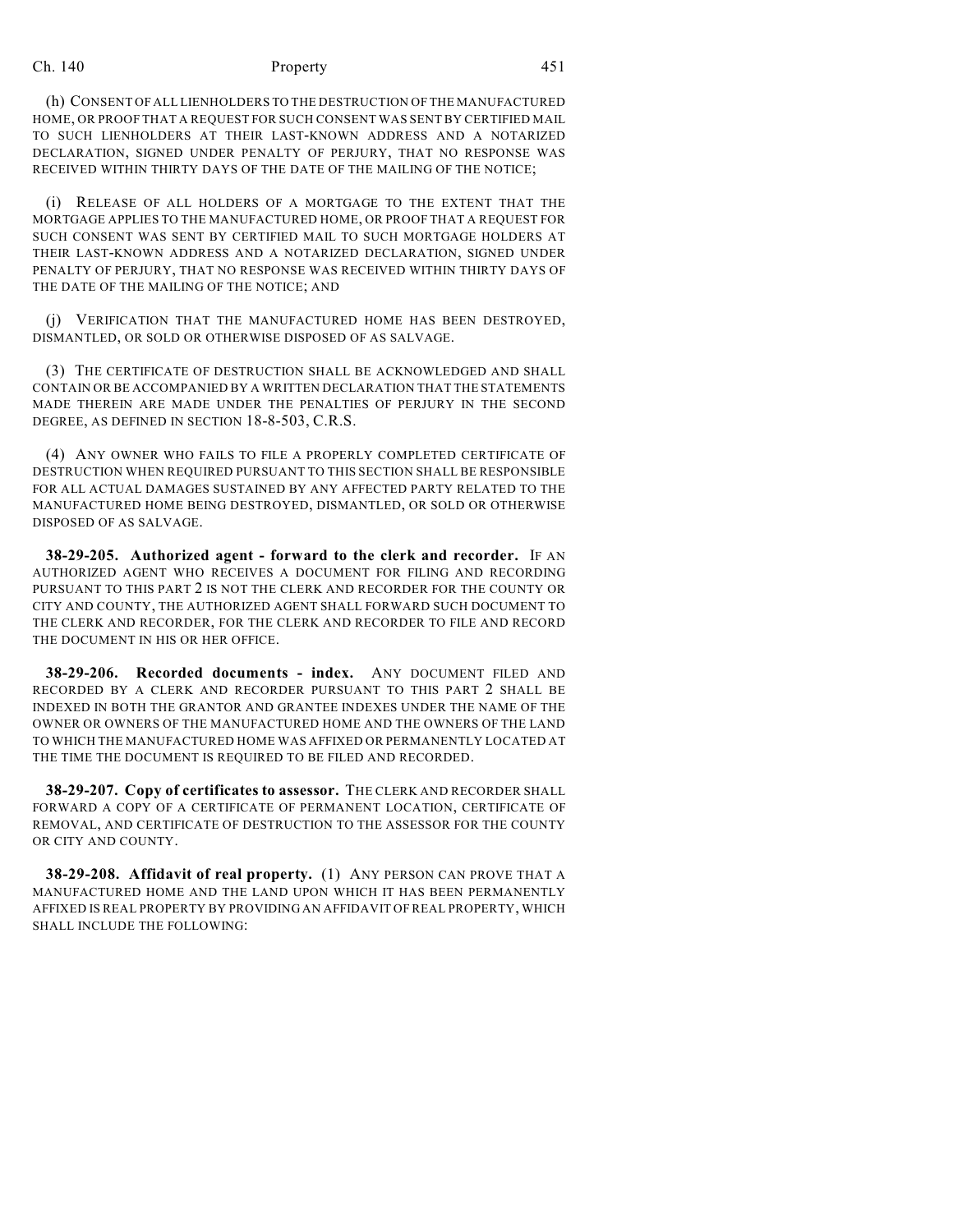(h) CONSENT OF ALL LIENHOLDERS TO THE DESTRUCTION OF THE MANUFACTURED HOME, OR PROOF THAT A REQUEST FOR SUCH CONSENT WAS SENT BY CERTIFIED MAIL TO SUCH LIENHOLDERS AT THEIR LAST-KNOWN ADDRESS AND A NOTARIZED DECLARATION, SIGNED UNDER PENALTY OF PERJURY, THAT NO RESPONSE WAS RECEIVED WITHIN THIRTY DAYS OF THE DATE OF THE MAILING OF THE NOTICE;

(i) RELEASE OF ALL HOLDERS OF A MORTGAGE TO THE EXTENT THAT THE MORTGAGE APPLIES TO THE MANUFACTURED HOME, OR PROOF THAT A REQUEST FOR SUCH CONSENT WAS SENT BY CERTIFIED MAIL TO SUCH MORTGAGE HOLDERS AT THEIR LAST-KNOWN ADDRESS AND A NOTARIZED DECLARATION, SIGNED UNDER PENALTY OF PERJURY, THAT NO RESPONSE WAS RECEIVED WITHIN THIRTY DAYS OF THE DATE OF THE MAILING OF THE NOTICE; AND

(j) VERIFICATION THAT THE MANUFACTURED HOME HAS BEEN DESTROYED, DISMANTLED, OR SOLD OR OTHERWISE DISPOSED OF AS SALVAGE.

(3) THE CERTIFICATE OF DESTRUCTION SHALL BE ACKNOWLEDGED AND SHALL CONTAIN OR BE ACCOMPANIED BY A WRITTEN DECLARATION THAT THE STATEMENTS MADE THEREIN ARE MADE UNDER THE PENALTIES OF PERJURY IN THE SECOND DEGREE, AS DEFINED IN SECTION 18-8-503, C.R.S.

(4) ANY OWNER WHO FAILS TO FILE A PROPERLY COMPLETED CERTIFICATE OF DESTRUCTION WHEN REQUIRED PURSUANT TO THIS SECTION SHALL BE RESPONSIBLE FOR ALL ACTUAL DAMAGES SUSTAINED BY ANY AFFECTED PARTY RELATED TO THE MANUFACTURED HOME BEING DESTROYED, DISMANTLED, OR SOLD OR OTHERWISE DISPOSED OF AS SALVAGE.

**38-29-205. Authorized agent - forward to the clerk and recorder.** IF AN AUTHORIZED AGENT WHO RECEIVES A DOCUMENT FOR FILING AND RECORDING PURSUANT TO THIS PART 2 IS NOT THE CLERK AND RECORDER FOR THE COUNTY OR CITY AND COUNTY, THE AUTHORIZED AGENT SHALL FORWARD SUCH DOCUMENT TO THE CLERK AND RECORDER, FOR THE CLERK AND RECORDER TO FILE AND RECORD THE DOCUMENT IN HIS OR HER OFFICE.

**38-29-206. Recorded documents - index.** ANY DOCUMENT FILED AND RECORDED BY A CLERK AND RECORDER PURSUANT TO THIS PART 2 SHALL BE INDEXED IN BOTH THE GRANTOR AND GRANTEE INDEXES UNDER THE NAME OF THE OWNER OR OWNERS OF THE MANUFACTURED HOME AND THE OWNERS OF THE LAND TO WHICH THE MANUFACTURED HOME WAS AFFIXED OR PERMANENTLY LOCATED AT THE TIME THE DOCUMENT IS REQUIRED TO BE FILED AND RECORDED.

**38-29-207. Copy of certificates to assessor.** THE CLERK AND RECORDER SHALL FORWARD A COPY OF A CERTIFICATE OF PERMANENT LOCATION, CERTIFICATE OF REMOVAL, AND CERTIFICATE OF DESTRUCTION TO THE ASSESSOR FOR THE COUNTY OR CITY AND COUNTY.

**38-29-208. Affidavit of real property.** (1) ANY PERSON CAN PROVE THAT A MANUFACTURED HOME AND THE LAND UPON WHICH IT HAS BEEN PERMANENTLY AFFIXED IS REAL PROPERTY BY PROVIDING AN AFFIDAVIT OF REAL PROPERTY, WHICH SHALL INCLUDE THE FOLLOWING: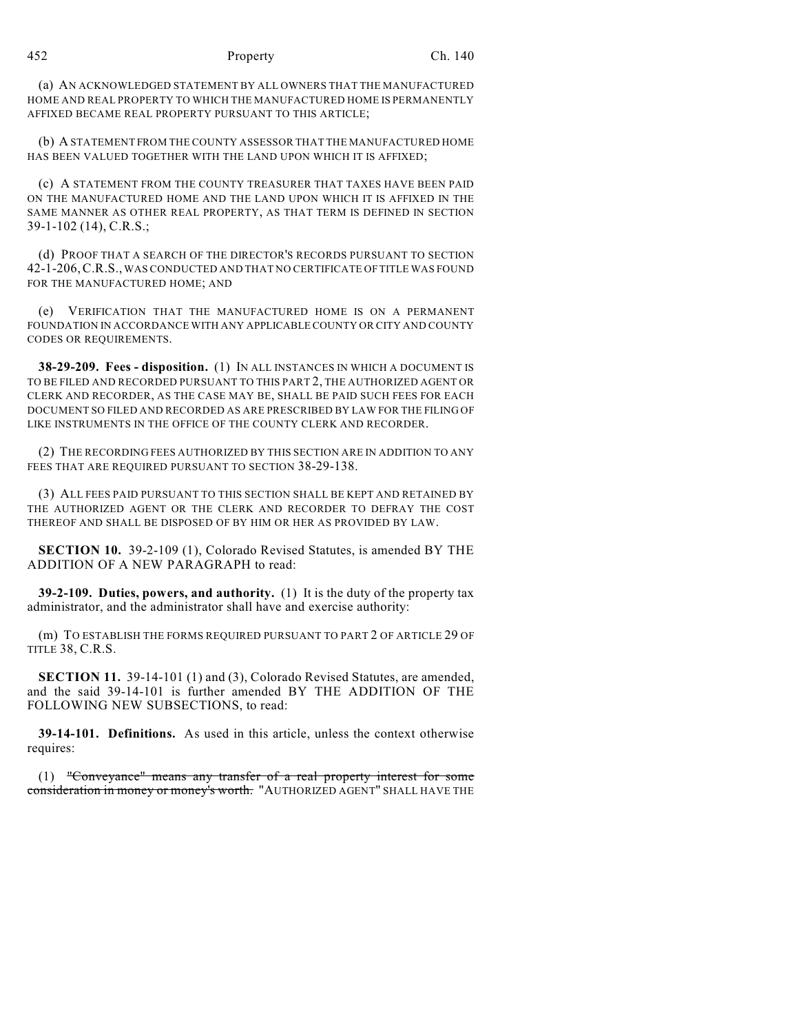(a) AN ACKNOWLEDGED STATEMENT BY ALL OWNERS THAT THE MANUFACTURED HOME AND REAL PROPERTY TO WHICH THE MANUFACTURED HOME IS PERMANENTLY AFFIXED BECAME REAL PROPERTY PURSUANT TO THIS ARTICLE;

(b) A STATEMENT FROM THE COUNTY ASSESSOR THAT THE MANUFACTURED HOME HAS BEEN VALUED TOGETHER WITH THE LAND UPON WHICH IT IS AFFIXED;

(c) A STATEMENT FROM THE COUNTY TREASURER THAT TAXES HAVE BEEN PAID ON THE MANUFACTURED HOME AND THE LAND UPON WHICH IT IS AFFIXED IN THE SAME MANNER AS OTHER REAL PROPERTY, AS THAT TERM IS DEFINED IN SECTION 39-1-102 (14), C.R.S.;

(d) PROOF THAT A SEARCH OF THE DIRECTOR'S RECORDS PURSUANT TO SECTION 42-1-206, C.R.S., WAS CONDUCTED AND THAT NO CERTIFICATE OF TITLE WAS FOUND FOR THE MANUFACTURED HOME; AND

(e) VERIFICATION THAT THE MANUFACTURED HOME IS ON A PERMANENT FOUNDATION IN ACCORDANCE WITH ANY APPLICABLE COUNTY OR CITY AND COUNTY CODES OR REQUIREMENTS.

**38-29-209. Fees - disposition.** (1) IN ALL INSTANCES IN WHICH A DOCUMENT IS TO BE FILED AND RECORDED PURSUANT TO THIS PART 2, THE AUTHORIZED AGENT OR CLERK AND RECORDER, AS THE CASE MAY BE, SHALL BE PAID SUCH FEES FOR EACH DOCUMENT SO FILED AND RECORDED AS ARE PRESCRIBED BY LAW FOR THE FILING OF LIKE INSTRUMENTS IN THE OFFICE OF THE COUNTY CLERK AND RECORDER.

(2) THE RECORDING FEES AUTHORIZED BY THIS SECTION ARE IN ADDITION TO ANY FEES THAT ARE REQUIRED PURSUANT TO SECTION 38-29-138.

(3) ALL FEES PAID PURSUANT TO THIS SECTION SHALL BE KEPT AND RETAINED BY THE AUTHORIZED AGENT OR THE CLERK AND RECORDER TO DEFRAY THE COST THEREOF AND SHALL BE DISPOSED OF BY HIM OR HER AS PROVIDED BY LAW.

**SECTION 10.** 39-2-109 (1), Colorado Revised Statutes, is amended BY THE ADDITION OF A NEW PARAGRAPH to read:

**39-2-109. Duties, powers, and authority.** (1) It is the duty of the property tax administrator, and the administrator shall have and exercise authority:

(m) TO ESTABLISH THE FORMS REQUIRED PURSUANT TO PART 2 OF ARTICLE 29 OF TITLE 38, C.R.S.

**SECTION 11.** 39-14-101 (1) and (3), Colorado Revised Statutes, are amended, and the said 39-14-101 is further amended BY THE ADDITION OF THE FOLLOWING NEW SUBSECTIONS, to read:

**39-14-101. Definitions.** As used in this article, unless the context otherwise requires:

(1) ~~"Conveyance" means any transfer of a real property interest for some consideration in money or money's worth.~~ "AUTHORIZED AGENT" SHALL HAVE THE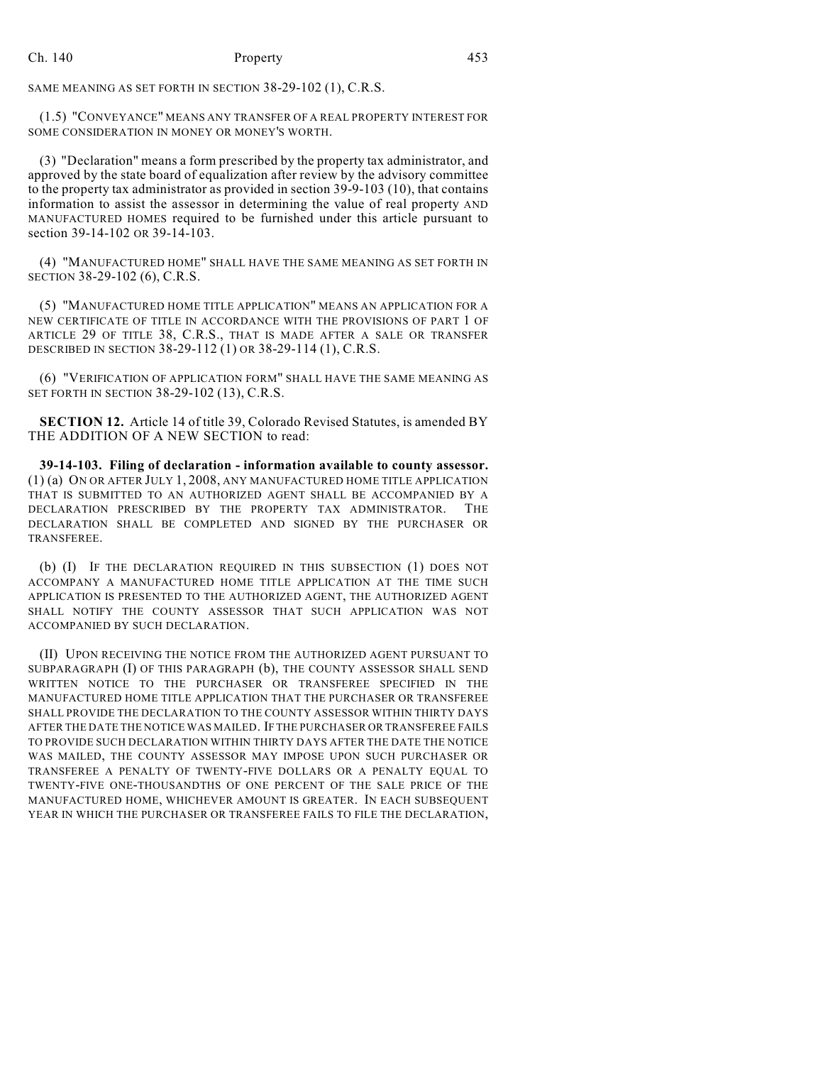SAME MEANING AS SET FORTH IN SECTION 38-29-102 (1), C.R.S.

(1.5) "CONVEYANCE" MEANS ANY TRANSFER OF A REAL PROPERTY INTEREST FOR SOME CONSIDERATION IN MONEY OR MONEY'S WORTH.

(3) "Declaration" means a form prescribed by the property tax administrator, and approved by the state board of equalization after review by the advisory committee to the property tax administrator as provided in section 39-9-103 (10), that contains information to assist the assessor in determining the value of real property AND MANUFACTURED HOMES required to be furnished under this article pursuant to section 39-14-102 OR 39-14-103.

(4) "MANUFACTURED HOME" SHALL HAVE THE SAME MEANING AS SET FORTH IN SECTION 38-29-102 (6), C.R.S.

(5) "MANUFACTURED HOME TITLE APPLICATION" MEANS AN APPLICATION FOR A NEW CERTIFICATE OF TITLE IN ACCORDANCE WITH THE PROVISIONS OF PART 1 OF ARTICLE 29 OF TITLE 38, C.R.S., THAT IS MADE AFTER A SALE OR TRANSFER DESCRIBED IN SECTION 38-29-112 (1) OR 38-29-114 (1), C.R.S.

(6) "VERIFICATION OF APPLICATION FORM" SHALL HAVE THE SAME MEANING AS SET FORTH IN SECTION 38-29-102 (13), C.R.S.

**SECTION 12.** Article 14 of title 39, Colorado Revised Statutes, is amended BY THE ADDITION OF A NEW SECTION to read:

**39-14-103. Filing of declaration - information available to county assessor.** (1) (a) ON OR AFTER JULY 1, 2008, ANY MANUFACTURED HOME TITLE APPLICATION THAT IS SUBMITTED TO AN AUTHORIZED AGENT SHALL BE ACCOMPANIED BY A DECLARATION PRESCRIBED BY THE PROPERTY TAX ADMINISTRATOR. THE DECLARATION SHALL BE COMPLETED AND SIGNED BY THE PURCHASER OR TRANSFEREE.

(b) (I) IF THE DECLARATION REQUIRED IN THIS SUBSECTION (1) DOES NOT ACCOMPANY A MANUFACTURED HOME TITLE APPLICATION AT THE TIME SUCH APPLICATION IS PRESENTED TO THE AUTHORIZED AGENT, THE AUTHORIZED AGENT SHALL NOTIFY THE COUNTY ASSESSOR THAT SUCH APPLICATION WAS NOT ACCOMPANIED BY SUCH DECLARATION.

(II) UPON RECEIVING THE NOTICE FROM THE AUTHORIZED AGENT PURSUANT TO SUBPARAGRAPH (I) OF THIS PARAGRAPH (b), THE COUNTY ASSESSOR SHALL SEND WRITTEN NOTICE TO THE PURCHASER OR TRANSFEREE SPECIFIED IN THE MANUFACTURED HOME TITLE APPLICATION THAT THE PURCHASER OR TRANSFEREE SHALL PROVIDE THE DECLARATION TO THE COUNTY ASSESSOR WITHIN THIRTY DAYS AFTER THE DATE THE NOTICE WAS MAILED. IF THE PURCHASER OR TRANSFEREE FAILS TO PROVIDE SUCH DECLARATION WITHIN THIRTY DAYS AFTER THE DATE THE NOTICE WAS MAILED, THE COUNTY ASSESSOR MAY IMPOSE UPON SUCH PURCHASER OR TRANSFEREE A PENALTY OF TWENTY-FIVE DOLLARS OR A PENALTY EQUAL TO TWENTY-FIVE ONE-THOUSANDTHS OF ONE PERCENT OF THE SALE PRICE OF THE MANUFACTURED HOME, WHICHEVER AMOUNT IS GREATER. IN EACH SUBSEQUENT YEAR IN WHICH THE PURCHASER OR TRANSFEREE FAILS TO FILE THE DECLARATION,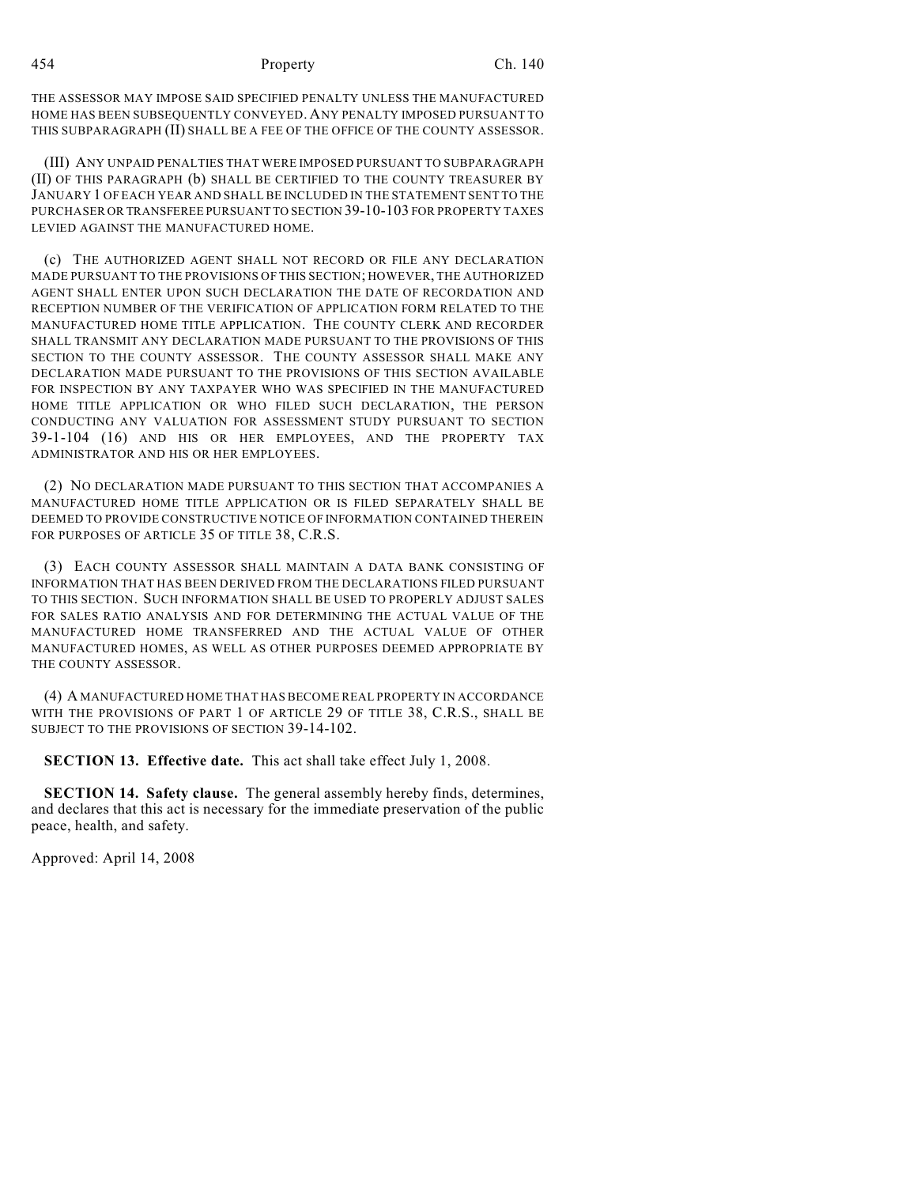THE ASSESSOR MAY IMPOSE SAID SPECIFIED PENALTY UNLESS THE MANUFACTURED HOME HAS BEEN SUBSEQUENTLY CONVEYED. ANY PENALTY IMPOSED PURSUANT TO THIS SUBPARAGRAPH (II) SHALL BE A FEE OF THE OFFICE OF THE COUNTY ASSESSOR.

(III) ANY UNPAID PENALTIES THAT WERE IMPOSED PURSUANT TO SUBPARAGRAPH (II) OF THIS PARAGRAPH (b) SHALL BE CERTIFIED TO THE COUNTY TREASURER BY JANUARY 1 OF EACH YEAR AND SHALL BE INCLUDED IN THE STATEMENT SENT TO THE PURCHASER OR TRANSFEREE PURSUANT TO SECTION 39-10-103 FOR PROPERTY TAXES LEVIED AGAINST THE MANUFACTURED HOME.

(c) THE AUTHORIZED AGENT SHALL NOT RECORD OR FILE ANY DECLARATION MADE PURSUANT TO THE PROVISIONS OF THIS SECTION; HOWEVER, THE AUTHORIZED AGENT SHALL ENTER UPON SUCH DECLARATION THE DATE OF RECORDATION AND RECEPTION NUMBER OF THE VERIFICATION OF APPLICATION FORM RELATED TO THE MANUFACTURED HOME TITLE APPLICATION. THE COUNTY CLERK AND RECORDER SHALL TRANSMIT ANY DECLARATION MADE PURSUANT TO THE PROVISIONS OF THIS SECTION TO THE COUNTY ASSESSOR. THE COUNTY ASSESSOR SHALL MAKE ANY DECLARATION MADE PURSUANT TO THE PROVISIONS OF THIS SECTION AVAILABLE FOR INSPECTION BY ANY TAXPAYER WHO WAS SPECIFIED IN THE MANUFACTURED HOME TITLE APPLICATION OR WHO FILED SUCH DECLARATION, THE PERSON CONDUCTING ANY VALUATION FOR ASSESSMENT STUDY PURSUANT TO SECTION 39-1-104 (16) AND HIS OR HER EMPLOYEES, AND THE PROPERTY TAX ADMINISTRATOR AND HIS OR HER EMPLOYEES.

(2) NO DECLARATION MADE PURSUANT TO THIS SECTION THAT ACCOMPANIES A MANUFACTURED HOME TITLE APPLICATION OR IS FILED SEPARATELY SHALL BE DEEMED TO PROVIDE CONSTRUCTIVE NOTICE OF INFORMATION CONTAINED THEREIN FOR PURPOSES OF ARTICLE 35 OF TITLE 38, C.R.S.

(3) EACH COUNTY ASSESSOR SHALL MAINTAIN A DATA BANK CONSISTING OF INFORMATION THAT HAS BEEN DERIVED FROM THE DECLARATIONS FILED PURSUANT TO THIS SECTION. SUCH INFORMATION SHALL BE USED TO PROPERLY ADJUST SALES FOR SALES RATIO ANALYSIS AND FOR DETERMINING THE ACTUAL VALUE OF THE MANUFACTURED HOME TRANSFERRED AND THE ACTUAL VALUE OF OTHER MANUFACTURED HOMES, AS WELL AS OTHER PURPOSES DEEMED APPROPRIATE BY THE COUNTY ASSESSOR.

(4) A MANUFACTURED HOME THAT HAS BECOME REAL PROPERTY IN ACCORDANCE WITH THE PROVISIONS OF PART 1 OF ARTICLE 29 OF TITLE 38, C.R.S., SHALL BE SUBJECT TO THE PROVISIONS OF SECTION 39-14-102.

**SECTION 13. Effective date.** This act shall take effect July 1, 2008.

**SECTION 14. Safety clause.** The general assembly hereby finds, determines, and declares that this act is necessary for the immediate preservation of the public peace, health, and safety.

Approved: April 14, 2008